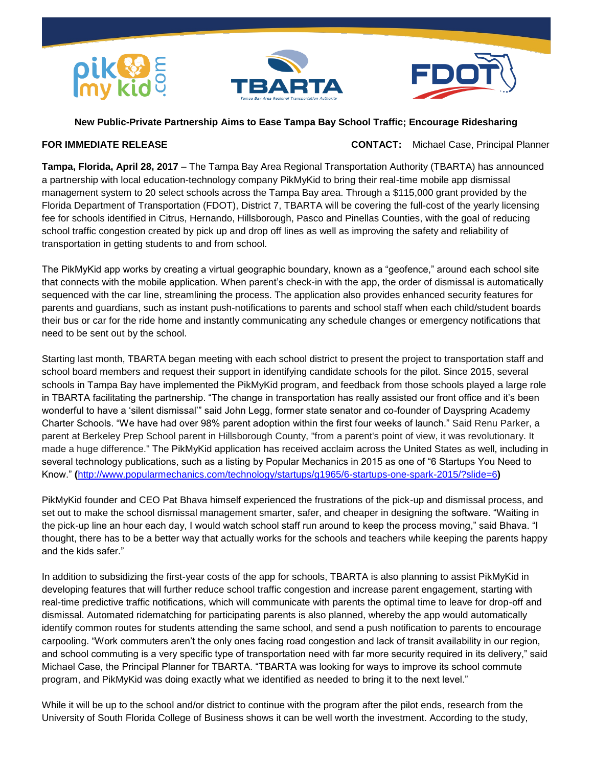**New Public-Private Partnership Aims to Ease Tampa Bay School Traffic; Encourage Ridesharing**

**FOR IMMEDIATE RELEASE** **CONTACT:** Michael Case, Principal Planner

**Tampa, Florida, April 28, 2017** – The Tampa Bay Area Regional Transportation Authority (TBARTA) has announced a partnership with local education-technology company PikMyKid to bring their real-time mobile app dismissal management system to 20 select schools across the Tampa Bay area. Through a $115,000 grant provided by the Florida Department of Transportation (FDOT), District 7, TBARTA will be covering the full-cost of the yearly licensing fee for schools identified in Citrus, Hernando, Hillsborough, Pasco and Pinellas Counties, with the goal of reducing school traffic congestion created by pick up and drop off lines as well as improving the safety and reliability of transportation in getting students to and from school.

The PikMyKid app works by creating a virtual geographic boundary, known as a "geofence," around each school site that connects with the mobile application. When parent's check-in with the app, the order of dismissal is automatically sequenced with the car line, streamlining the process. The application also provides enhanced security features for parents and guardians, such as instant push-notifications to parents and school staff when each child/student boards their bus or car for the ride home and instantly communicating any schedule changes or emergency notifications that need to be sent out by the school.

Starting last month, TBARTA began meeting with each school district to present the project to transportation staff and school board members and request their support in identifying candidate schools for the pilot. Since 2015, several schools in Tampa Bay have implemented the PikMyKid program, and feedback from those schools played a large role in TBARTA facilitating the partnership. "The change in transportation has really assisted our front office and it's been wonderful to have a 'silent dismissal'" said John Legg, former state senator and co-founder of Dayspring Academy Charter Schools. "We have had over 98% parent adoption within the first four weeks of launch." Said Renu Parker, a parent at Berkeley Prep School parent in Hillsborough County, "from a parent's point of view, it was revolutionary. It made a huge difference." The PikMyKid application has received acclaim across the United States as well, including in several technology publications, such as a listing by Popular Mechanics in 2015 as one of "6 Startups You Need to Know." **(**http://www.popularmechanics.com/technology/startups/g1965/6-startups-one-spark-2015/?slide=6**)**

PikMyKid founder and CEO Pat Bhava himself experienced the frustrations of the pick-up and dismissal process, and set out to make the school dismissal management smarter, safer, and cheaper in designing the software. "Waiting in the pick-up line an hour each day, I would watch school staff run around to keep the process moving," said Bhava. "I thought, there has to be a better way that actually works for the schools and teachers while keeping the parents happy and the kids safer."

In addition to subsidizing the first-year costs of the app for schools, TBARTA is also planning to assist PikMyKid in developing features that will further reduce school traffic congestion and increase parent engagement, starting with real-time predictive traffic notifications, which will communicate with parents the optimal time to leave for drop-off and dismissal. Automated ridematching for participating parents is also planned, whereby the app would automatically identify common routes for students attending the same school, and send a push notification to parents to encourage carpooling. "Work commuters aren't the only ones facing road congestion and lack of transit availability in our region, and school commuting is a very specific type of transportation need with far more security required in its delivery," said Michael Case, the Principal Planner for TBARTA. "TBARTA was looking for ways to improve its school commute program, and PikMyKid was doing exactly what we identified as needed to bring it to the next level."

While it will be up to the school and/or district to continue with the program after the pilot ends, research from the University of South Florida College of Business shows it can be well worth the investment. According to the study,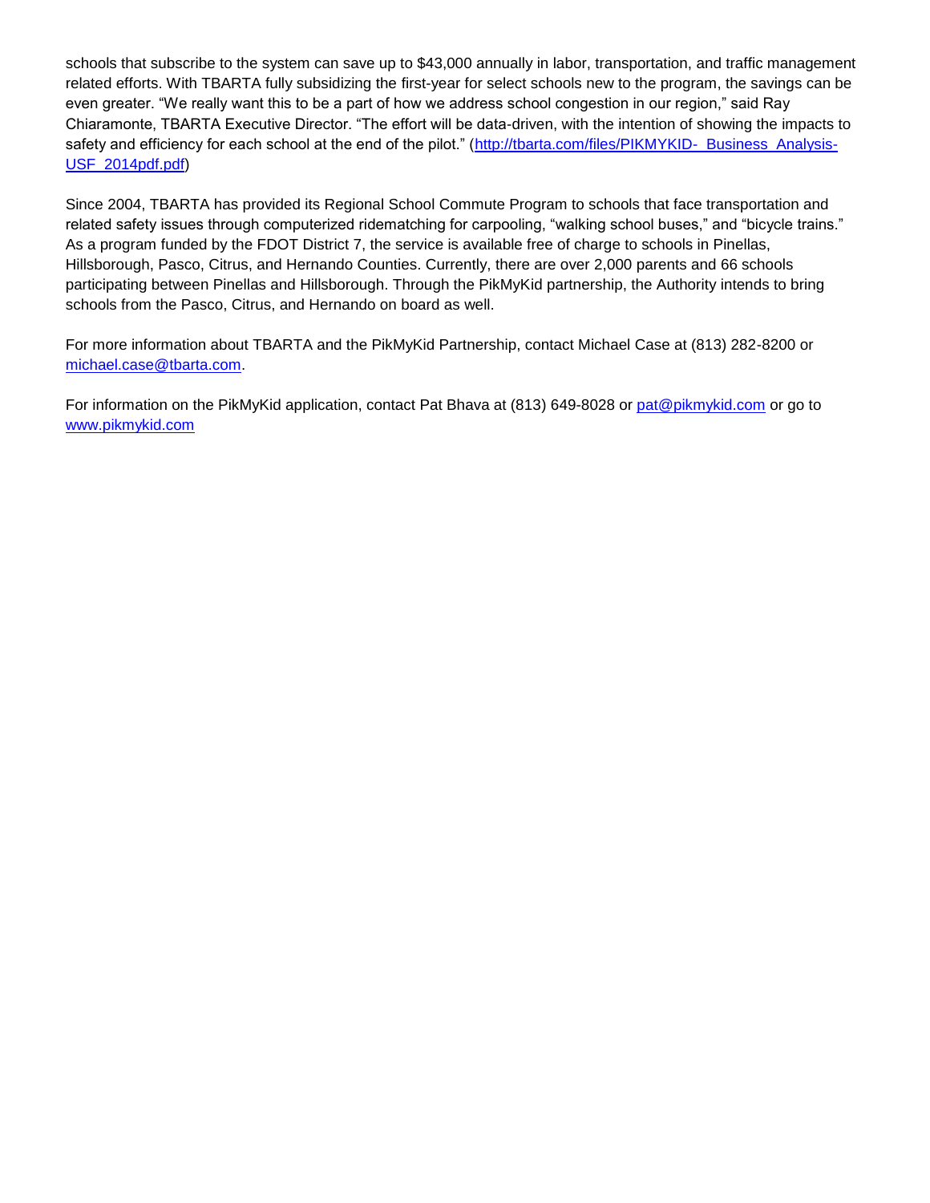schools that subscribe to the system can save up to $43,000 annually in labor, transportation, and traffic management related efforts. With TBARTA fully subsidizing the first-year for select schools new to the program, the savings can be even greater. “We really want this to be a part of how we address school congestion in our region,” said Ray Chiaramonte, TBARTA Executive Director. “The effort will be data-driven, with the intention of showing the impacts to safety and efficiency for each school at the end of the pilot.” (http://tbarta.com/files/PIKMYKID-_Business_Analysis-USF_2014pdf.pdf)

Since 2004, TBARTA has provided its Regional School Commute Program to schools that face transportation and related safety issues through computerized ridematching for carpooling, “walking school buses,” and “bicycle trains.” As a program funded by the FDOT District 7, the service is available free of charge to schools in Pinellas, Hillsborough, Pasco, Citrus, and Hernando Counties. Currently, there are over 2,000 parents and 66 schools participating between Pinellas and Hillsborough. Through the PikMyKid partnership, the Authority intends to bring schools from the Pasco, Citrus, and Hernando on board as well.

For more information about TBARTA and the PikMyKid Partnership, contact Michael Case at (813) 282-8200 or michael.case@tbarta.com.

For information on the PikMyKid application, contact Pat Bhava at (813) 649-8028 or pat@pikmykid.com or go to www.pikmykid.com